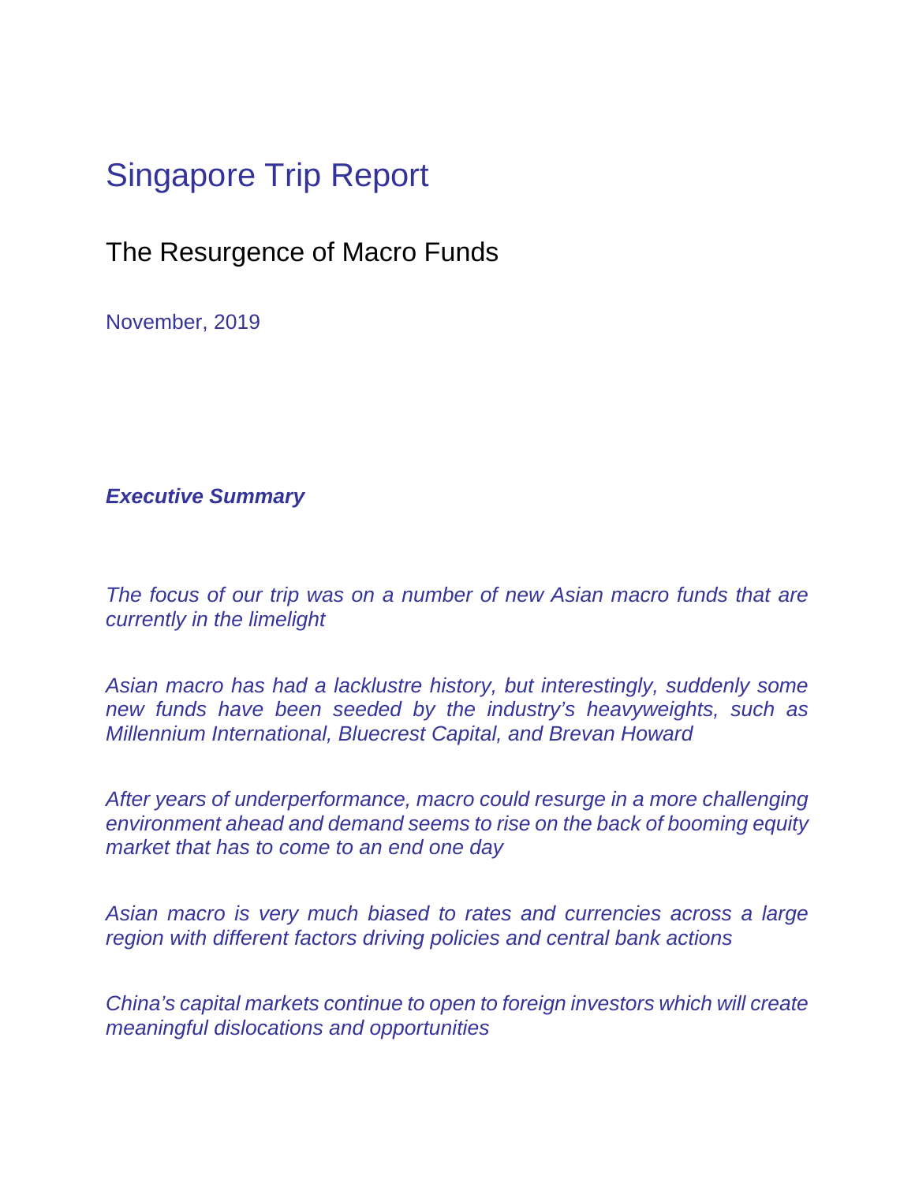# Singapore Trip Report

## The Resurgence of Macro Funds

November, 2019

***Executive Summary***

*The focus of our trip was on a number of new Asian macro funds that are currently in the limelight*

*Asian macro has had a lacklustre history, but interestingly, suddenly some new funds have been seeded by the industry's heavyweights, such as Millennium International, Bluecrest Capital, and Brevan Howard*

*After years of underperformance, macro could resurge in a more challenging environment ahead and demand seems to rise on the back of booming equity market that has to come to an end one day*

*Asian macro is very much biased to rates and currencies across a large region with different factors driving policies and central bank actions*

*China's capital markets continue to open to foreign investors which will create meaningful dislocations and opportunities*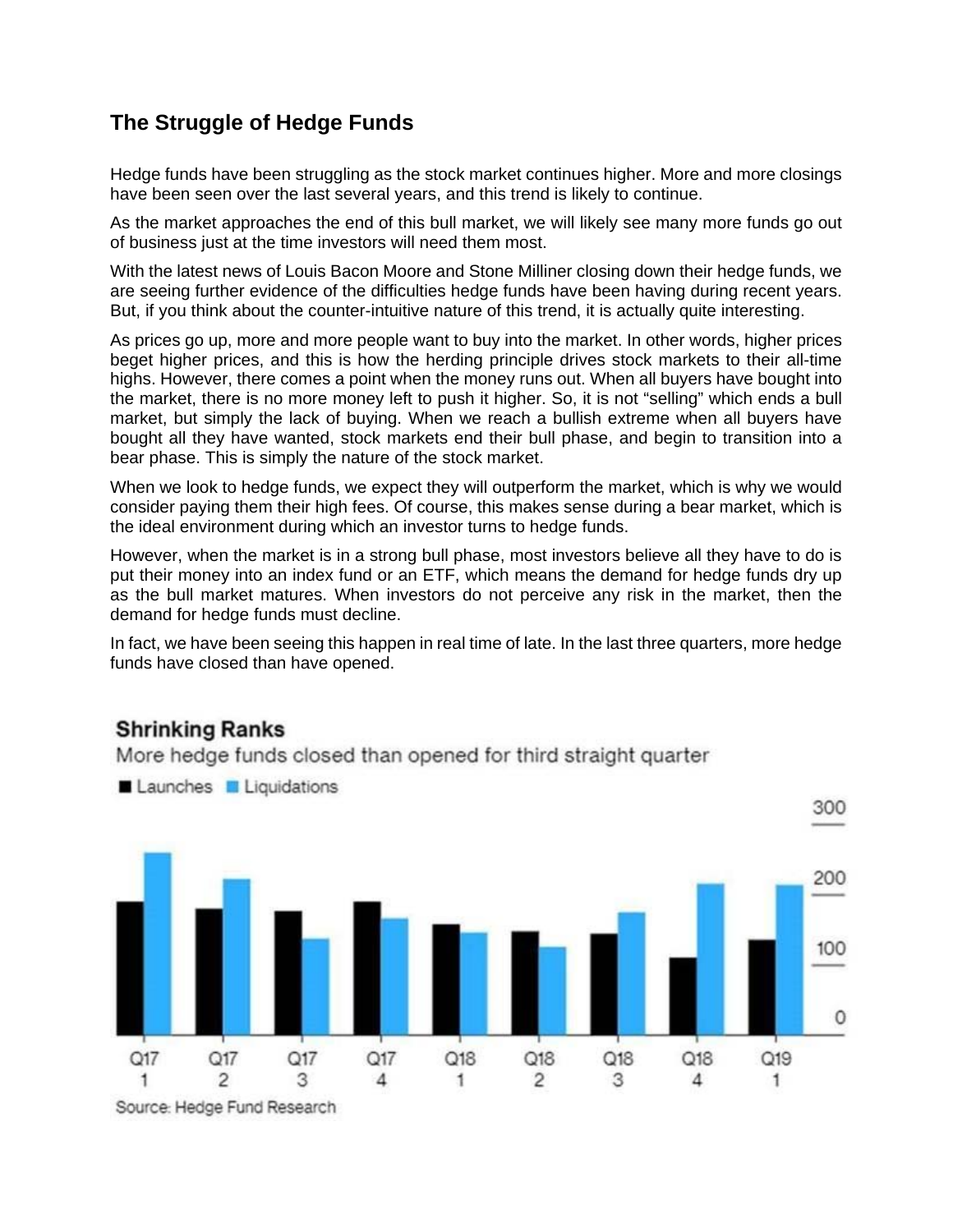## The Struggle of Hedge Funds

Hedge funds have been struggling as the stock market continues higher. More and more closings have been seen over the last several years, and this trend is likely to continue.

As the market approaches the end of this bull market, we will likely see many more funds go out of business just at the time investors will need them most.

With the latest news of Louis Bacon Moore and Stone Milliner closing down their hedge funds, we are seeing further evidence of the difficulties hedge funds have been having during recent years. But, if you think about the counter-intuitive nature of this trend, it is actually quite interesting.

As prices go up, more and more people want to buy into the market. In other words, higher prices beget higher prices, and this is how the herding principle drives stock markets to their all-time highs. However, there comes a point when the money runs out. When all buyers have bought into the market, there is no more money left to push it higher. So, it is not "selling" which ends a bull market, but simply the lack of buying. When we reach a bullish extreme when all buyers have bought all they have wanted, stock markets end their bull phase, and begin to transition into a bear phase. This is simply the nature of the stock market.

When we look to hedge funds, we expect they will outperform the market, which is why we would consider paying them their high fees. Of course, this makes sense during a bear market, which is the ideal environment during which an investor turns to hedge funds.

However, when the market is in a strong bull phase, most investors believe all they have to do is put their money into an index fund or an ETF, which means the demand for hedge funds dry up as the bull market matures. When investors do not perceive any risk in the market, then the demand for hedge funds must decline.

In fact, we have been seeing this happen in real time of late. In the last three quarters, more hedge funds have closed than have opened.

**Shrinking Ranks**

More hedge funds closed than opened for third straight quarter

Source: Hedge Fund Research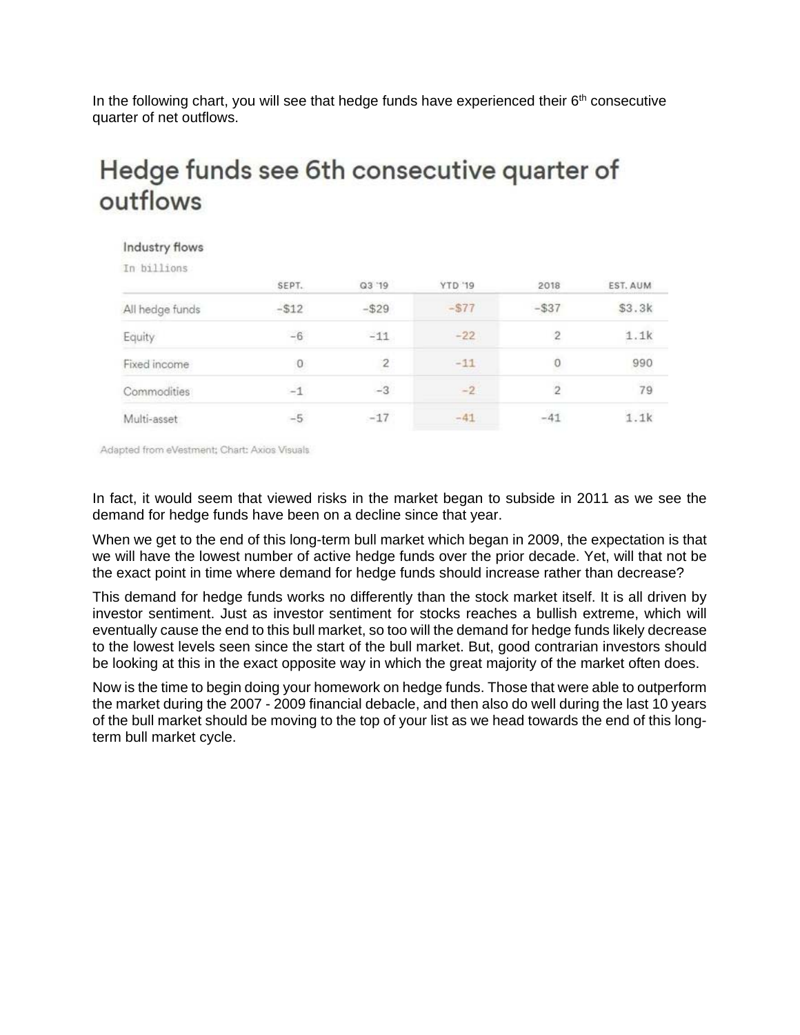In the following chart, you will see that hedge funds have experienced their 6th consecutive quarter of net outflows.

## Hedge funds see 6th consecutive quarter of outflows

Industry flows

In billions

| | SEPT. | Q3 '19 | YTD '19 | 2018 | EST. AUM |
|---|---|---|---|---|---|
| All hedge funds | -$12 | -$29 | -$77 | -$37 | $3.3k |
| Equity | -6 | -11 | -22 | 2 | 1.1k |
| Fixed income | 0 | 2 | -11 | 0 | 990 |
| Commodities | -1 | -3 | -2 | 2 | 79 |
| Multi-asset | -5 | -17 | -41 | -41 | 1.1k |

Adapted from eVestment; Chart: Axios Visuals

In fact, it would seem that viewed risks in the market began to subside in 2011 as we see the demand for hedge funds have been on a decline since that year.

When we get to the end of this long-term bull market which began in 2009, the expectation is that we will have the lowest number of active hedge funds over the prior decade. Yet, will that not be the exact point in time where demand for hedge funds should increase rather than decrease?

This demand for hedge funds works no differently than the stock market itself. It is all driven by investor sentiment. Just as investor sentiment for stocks reaches a bullish extreme, which will eventually cause the end to this bull market, so too will the demand for hedge funds likely decrease to the lowest levels seen since the start of the bull market. But, good contrarian investors should be looking at this in the exact opposite way in which the great majority of the market often does.

Now is the time to begin doing your homework on hedge funds. Those that were able to outperform the market during the 2007 - 2009 financial debacle, and then also do well during the last 10 years of the bull market should be moving to the top of your list as we head towards the end of this long-term bull market cycle.